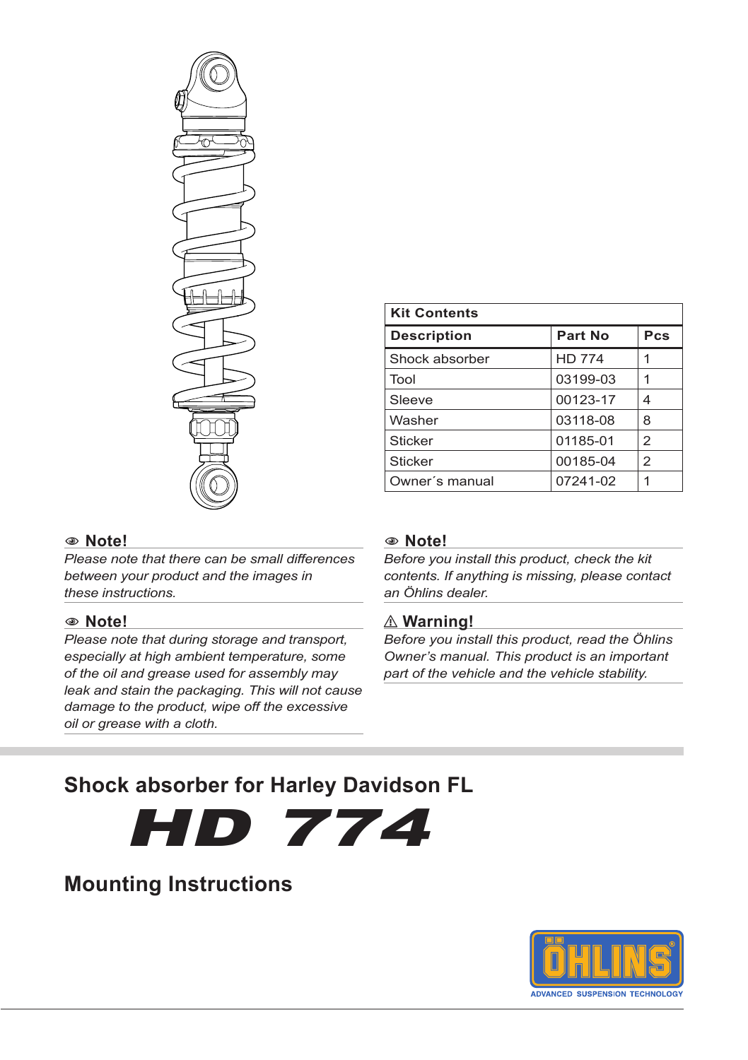| Kit Contents | | |
|---|---|---|
| **Description** | **Part No** | **Pcs** |
| Shock absorber | HD 774 | 1 |
| Tool | 03199-03 | 1 |
| Sleeve | 00123-17 | 4 |
| Washer | 03118-08 | 8 |
| Sticker | 01185-01 | 2 |
| Sticker | 00185-04 | 2 |
| Owner´s manual | 07241-02 | 1 |

### Note!

*Please note that there can be small differences between your product and the images in these instructions.*

### Note!

*Please note that during storage and transport, especially at high ambient temperature, some of the oil and grease used for assembly may leak and stain the packaging. This will not cause damage to the product, wipe off the excessive oil or grease with a cloth.*

### Note!

*Before you install this product, check the kit contents. If anything is missing, please contact an Öhlins dealer.*

### ⚠ Warning!

*Before you install this product, read the Öhlins Owner's manual. This product is an important part of the vehicle and the vehicle stability.*

## Shock absorber for Harley Davidson FL

# HD 774

## Mounting Instructions

ÖHLINS
ADVANCED SUSPENSION TECHNOLOGY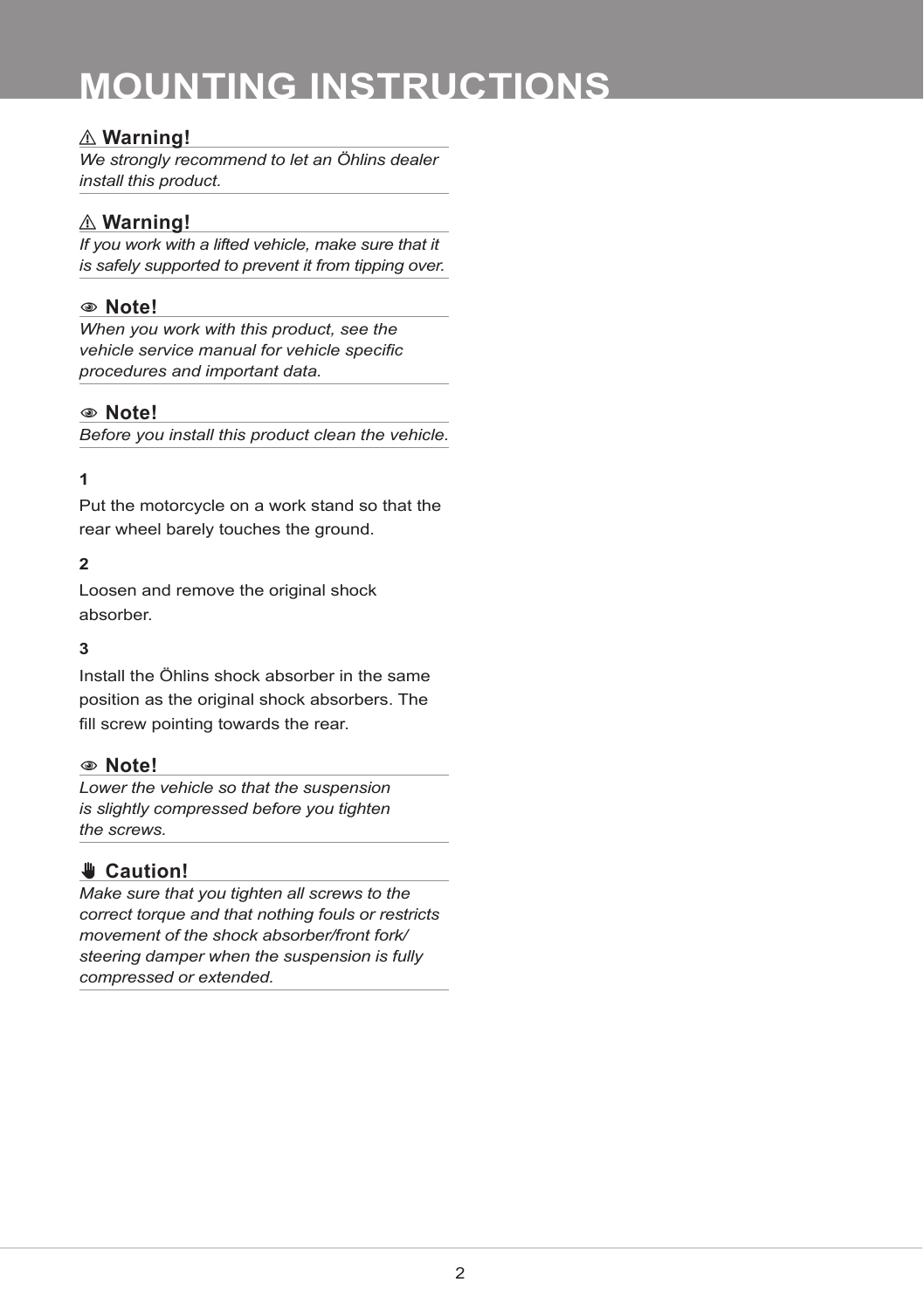# MOUNTING INSTRUCTIONS

### ⚠ Warning!

*We strongly recommend to let an Öhlins dealer install this product.*

### ⚠ Warning!

*If you work with a lifted vehicle, make sure that it is safely supported to prevent it from tipping over.*

### Note!

*When you work with this product, see the vehicle service manual for vehicle specific procedures and important data.*

### Note!

*Before you install this product clean the vehicle.*

**1**

Put the motorcycle on a work stand so that the rear wheel barely touches the ground.

**2**

Loosen and remove the original shock absorber.

**3**

Install the Öhlins shock absorber in the same position as the original shock absorbers. The fill screw pointing towards the rear.

### Note!

*Lower the vehicle so that the suspension is slightly compressed before you tighten the screws.*

### Caution!

*Make sure that you tighten all screws to the correct torque and that nothing fouls or restricts movement of the shock absorber/front fork/steering damper when the suspension is fully compressed or extended.*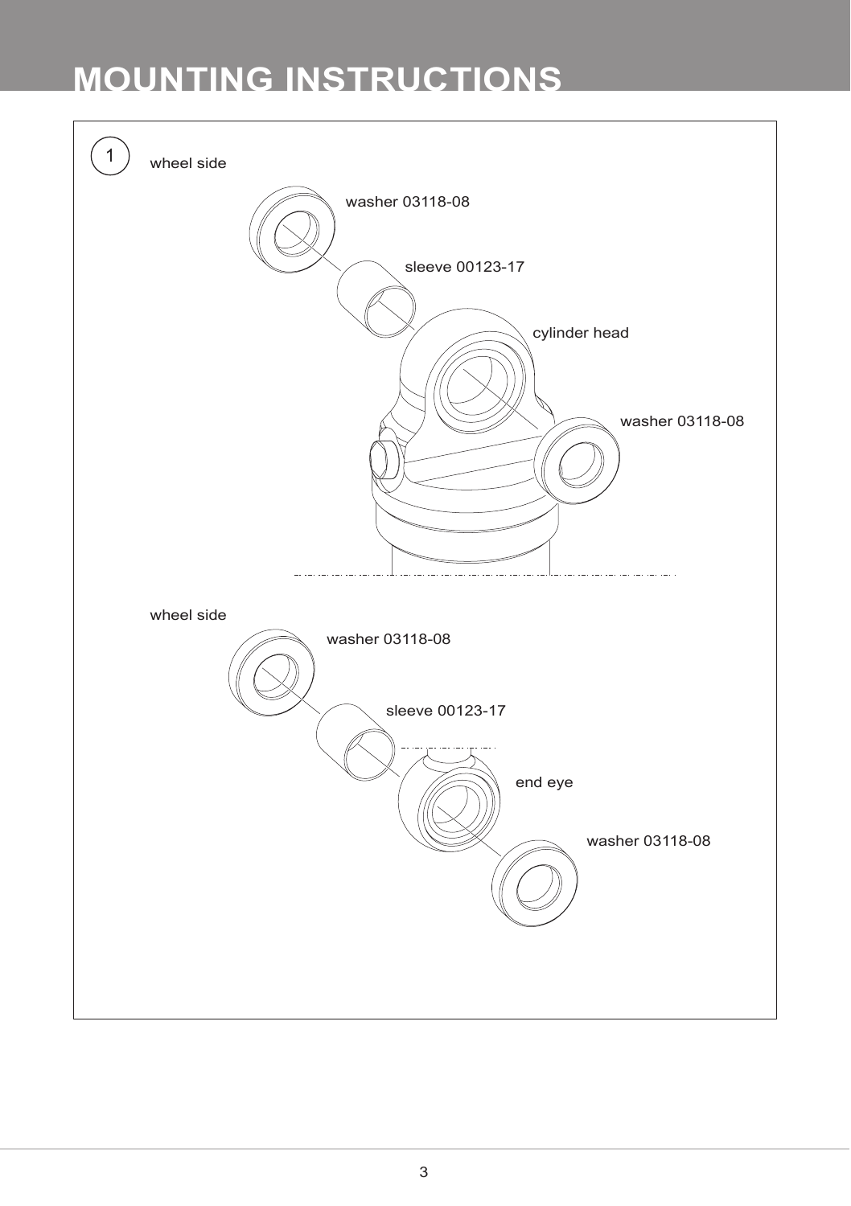# MOUNTING INSTRUCTIONS

1

wheel side

washer 03118-08

sleeve 00123-17

cylinder head

washer 03118-08

wheel side

washer 03118-08

sleeve 00123-17

end eye

washer 03118-08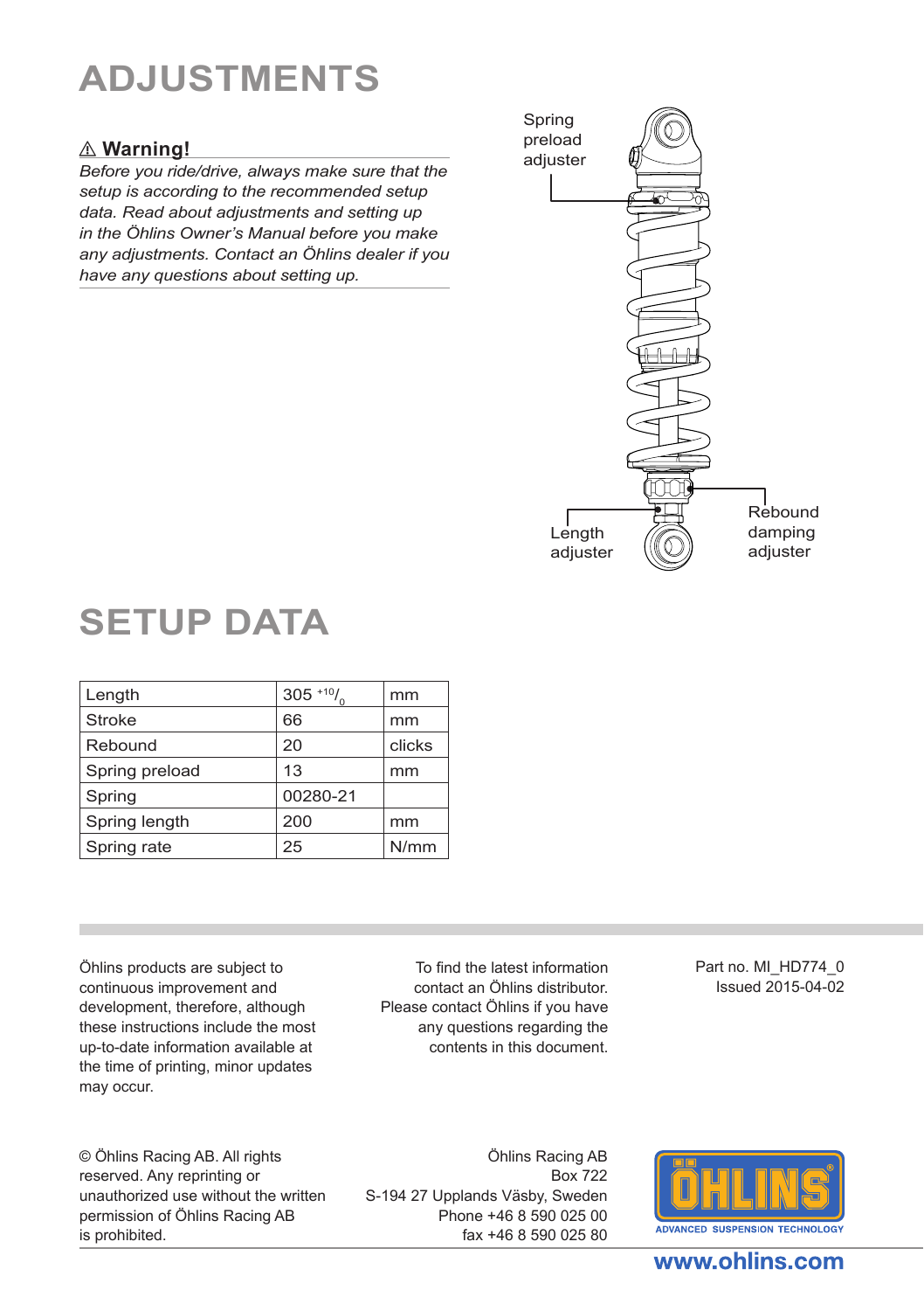# ADJUSTMENTS

⚠ **Warning!**

*Before you ride/drive, always make sure that the setup is according to the recommended setup data. Read about adjustments and setting up in the Öhlins Owner's Manual before you make any adjustments. Contact an Öhlins dealer if you have any questions about setting up.*

Spring preload adjuster

Length adjuster

Rebound damping adjuster

# SETUP DATA

| | | |
|---|---|---|
| Length | 305 $^{+10}/_{0}$ | mm |
| Stroke | 66 | mm |
| Rebound | 20 | clicks |
| Spring preload | 13 | mm |
| Spring | 00280-21 | |
| Spring length | 200 | mm |
| Spring rate | 25 | N/mm |

Öhlins products are subject to continuous improvement and development, therefore, although these instructions include the most up-to-date information available at the time of printing, minor updates may occur.

To find the latest information contact an Öhlins distributor. Please contact Öhlins if you have any questions regarding the contents in this document.

Part no. MI_HD774_0
Issued 2015-04-02

© Öhlins Racing AB. All rights reserved. Any reprinting or unauthorized use without the written permission of Öhlins Racing AB is prohibited.

Öhlins Racing AB
Box 722
S-194 27 Upplands Väsby, Sweden
Phone +46 8 590 025 00
fax +46 8 590 025 80

ÖHLINS
ADVANCED SUSPENSION TECHNOLOGY

www.ohlins.com